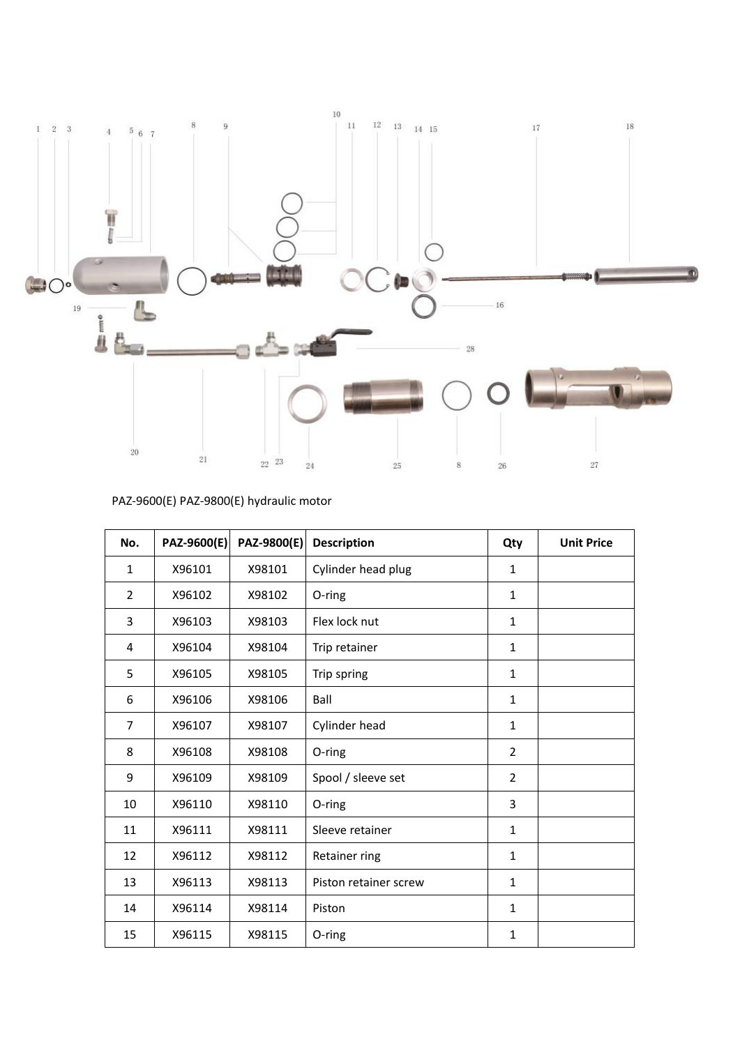PAZ-9600(E) PAZ-9800(E) hydraulic motor

| No. | PAZ-9600(E) | PAZ-9800(E) | Description | Qty | Unit Price |
|---|---|---|---|---|---|
| 1 | X96101 | X98101 | Cylinder head plug | 1 | |
| 2 | X96102 | X98102 | O-ring | 1 | |
| 3 | X96103 | X98103 | Flex lock nut | 1 | |
| 4 | X96104 | X98104 | Trip retainer | 1 | |
| 5 | X96105 | X98105 | Trip spring | 1 | |
| 6 | X96106 | X98106 | Ball | 1 | |
| 7 | X96107 | X98107 | Cylinder head | 1 | |
| 8 | X96108 | X98108 | O-ring | 2 | |
| 9 | X96109 | X98109 | Spool / sleeve set | 2 | |
| 10 | X96110 | X98110 | O-ring | 3 | |
| 11 | X96111 | X98111 | Sleeve retainer | 1 | |
| 12 | X96112 | X98112 | Retainer ring | 1 | |
| 13 | X96113 | X98113 | Piston retainer screw | 1 | |
| 14 | X96114 | X98114 | Piston | 1 | |
| 15 | X96115 | X98115 | O-ring | 1 | |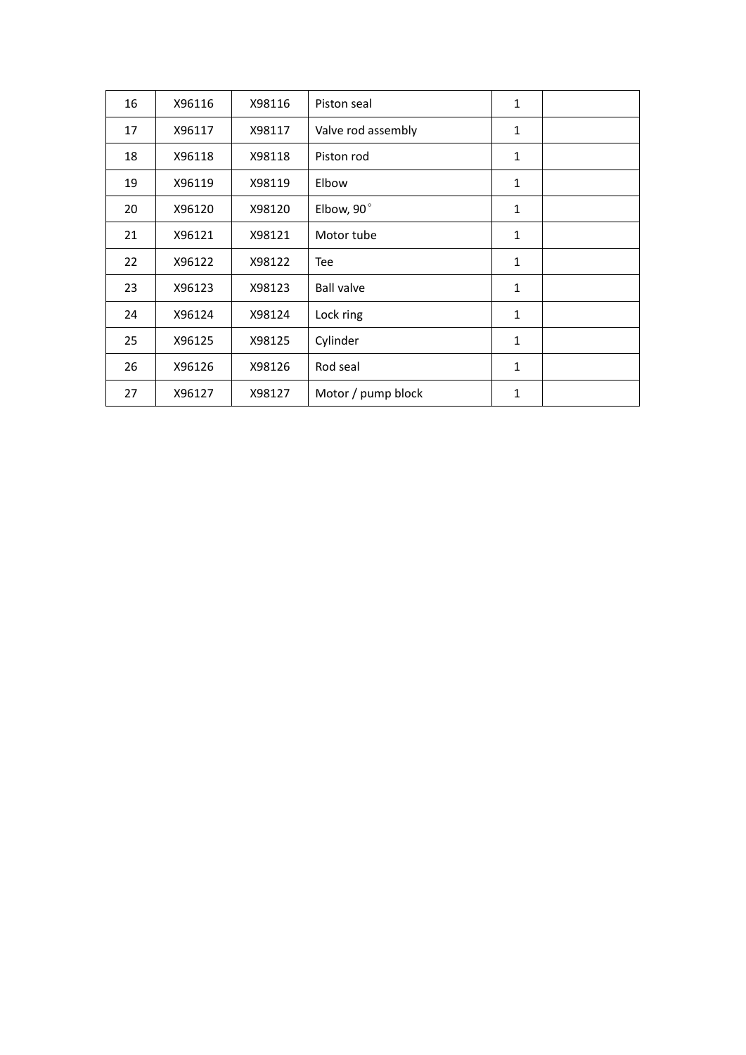| 16 | X96116 | X98116 | Piston seal | 1 | |
|---|---|---|---|---|---|
| 17 | X96117 | X98117 | Valve rod assembly | 1 | |
| 18 | X96118 | X98118 | Piston rod | 1 | |
| 19 | X96119 | X98119 | Elbow | 1 | |
| 20 | X96120 | X98120 | Elbow, 90° | 1 | |
| 21 | X96121 | X98121 | Motor tube | 1 | |
| 22 | X96122 | X98122 | Tee | 1 | |
| 23 | X96123 | X98123 | Ball valve | 1 | |
| 24 | X96124 | X98124 | Lock ring | 1 | |
| 25 | X96125 | X98125 | Cylinder | 1 | |
| 26 | X96126 | X98126 | Rod seal | 1 | |
| 27 | X96127 | X98127 | Motor / pump block | 1 | |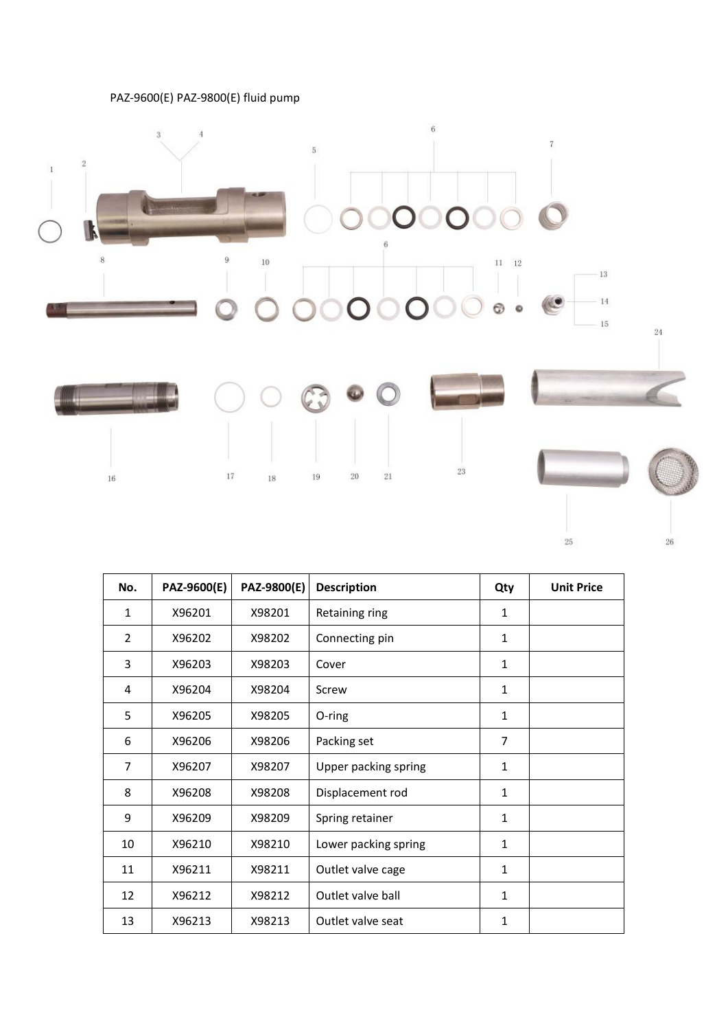PAZ-9600(E) PAZ-9800(E) fluid pump

| No. | PAZ-9600(E) | PAZ-9800(E) | Description | Qty | Unit Price |
|---|---|---|---|---|---|
| 1 | X96201 | X98201 | Retaining ring | 1 | |
| 2 | X96202 | X98202 | Connecting pin | 1 | |
| 3 | X96203 | X98203 | Cover | 1 | |
| 4 | X96204 | X98204 | Screw | 1 | |
| 5 | X96205 | X98205 | O-ring | 1 | |
| 6 | X96206 | X98206 | Packing set | 7 | |
| 7 | X96207 | X98207 | Upper packing spring | 1 | |
| 8 | X96208 | X98208 | Displacement rod | 1 | |
| 9 | X96209 | X98209 | Spring retainer | 1 | |
| 10 | X96210 | X98210 | Lower packing spring | 1 | |
| 11 | X96211 | X98211 | Outlet valve cage | 1 | |
| 12 | X96212 | X98212 | Outlet valve ball | 1 | |
| 13 | X96213 | X98213 | Outlet valve seat | 1 | |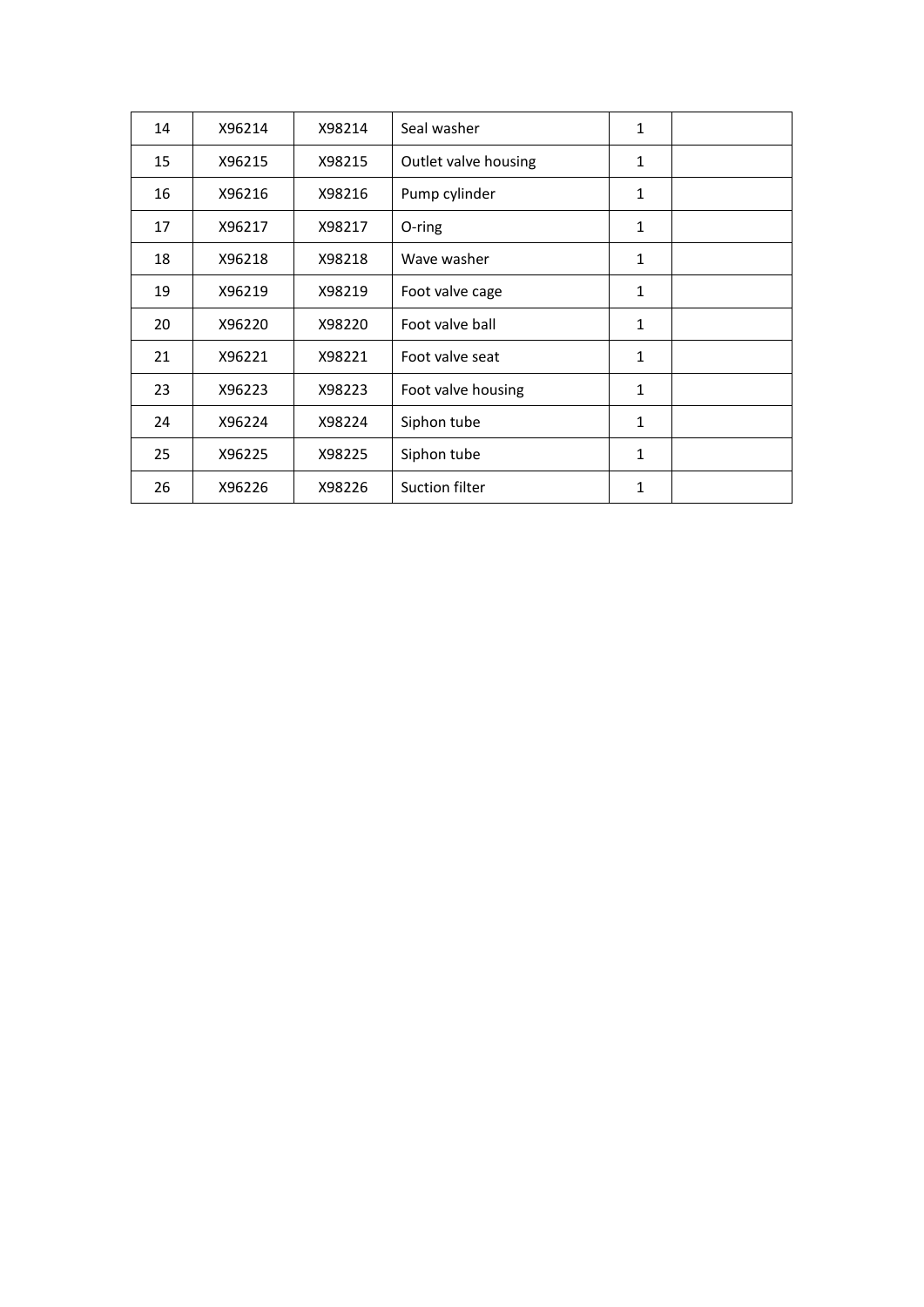| 14 | X96214 | X98214 | Seal washer | 1 | |
|---|---|---|---|---|---|
| 15 | X96215 | X98215 | Outlet valve housing | 1 | |
| 16 | X96216 | X98216 | Pump cylinder | 1 | |
| 17 | X96217 | X98217 | O-ring | 1 | |
| 18 | X96218 | X98218 | Wave washer | 1 | |
| 19 | X96219 | X98219 | Foot valve cage | 1 | |
| 20 | X96220 | X98220 | Foot valve ball | 1 | |
| 21 | X96221 | X98221 | Foot valve seat | 1 | |
| 23 | X96223 | X98223 | Foot valve housing | 1 | |
| 24 | X96224 | X98224 | Siphon tube | 1 | |
| 25 | X96225 | X98225 | Siphon tube | 1 | |
| 26 | X96226 | X98226 | Suction filter | 1 | |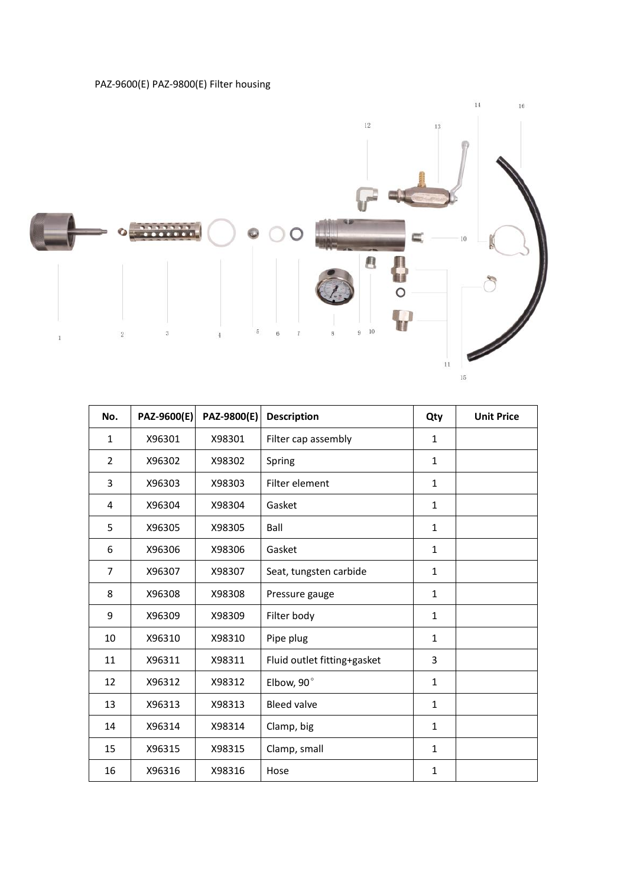PAZ-9600(E) PAZ-9800(E) Filter housing

| No. | PAZ-9600(E) | PAZ-9800(E) | Description | Qty | Unit Price |
|---|---|---|---|---|---|
| 1 | X96301 | X98301 | Filter cap assembly | 1 | |
| 2 | X96302 | X98302 | Spring | 1 | |
| 3 | X96303 | X98303 | Filter element | 1 | |
| 4 | X96304 | X98304 | Gasket | 1 | |
| 5 | X96305 | X98305 | Ball | 1 | |
| 6 | X96306 | X98306 | Gasket | 1 | |
| 7 | X96307 | X98307 | Seat, tungsten carbide | 1 | |
| 8 | X96308 | X98308 | Pressure gauge | 1 | |
| 9 | X96309 | X98309 | Filter body | 1 | |
| 10 | X96310 | X98310 | Pipe plug | 1 | |
| 11 | X96311 | X98311 | Fluid outlet fitting+gasket | 3 | |
| 12 | X96312 | X98312 | Elbow, 90° | 1 | |
| 13 | X96313 | X98313 | Bleed valve | 1 | |
| 14 | X96314 | X98314 | Clamp, big | 1 | |
| 15 | X96315 | X98315 | Clamp, small | 1 | |
| 16 | X96316 | X98316 | Hose | 1 | |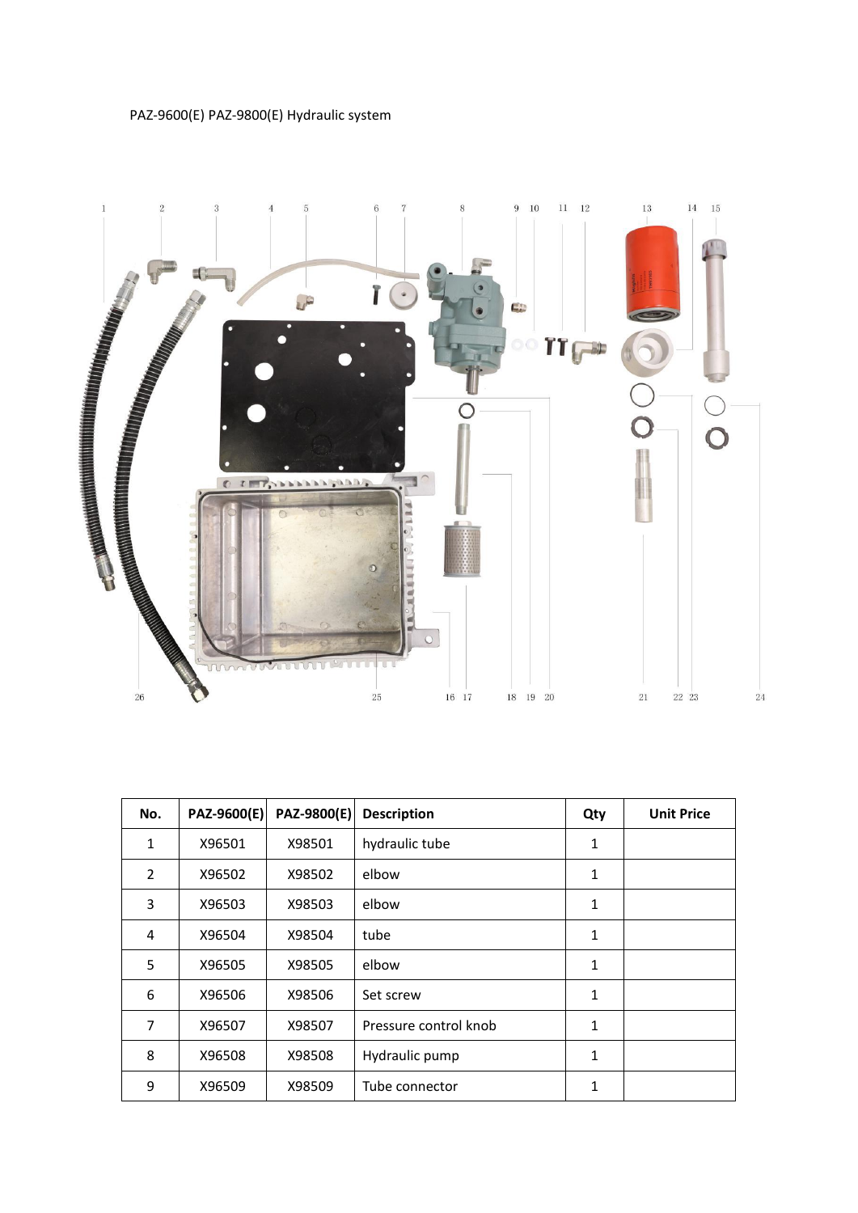PAZ-9600(E) PAZ-9800(E) Hydraulic system

| No. | PAZ-9600(E) | PAZ-9800(E) | Description | Qty | Unit Price |
|---|---|---|---|---|---|
| 1 | X96501 | X98501 | hydraulic tube | 1 | |
| 2 | X96502 | X98502 | elbow | 1 | |
| 3 | X96503 | X98503 | elbow | 1 | |
| 4 | X96504 | X98504 | tube | 1 | |
| 5 | X96505 | X98505 | elbow | 1 | |
| 6 | X96506 | X98506 | Set screw | 1 | |
| 7 | X96507 | X98507 | Pressure control knob | 1 | |
| 8 | X96508 | X98508 | Hydraulic pump | 1 | |
| 9 | X96509 | X98509 | Tube connector | 1 | |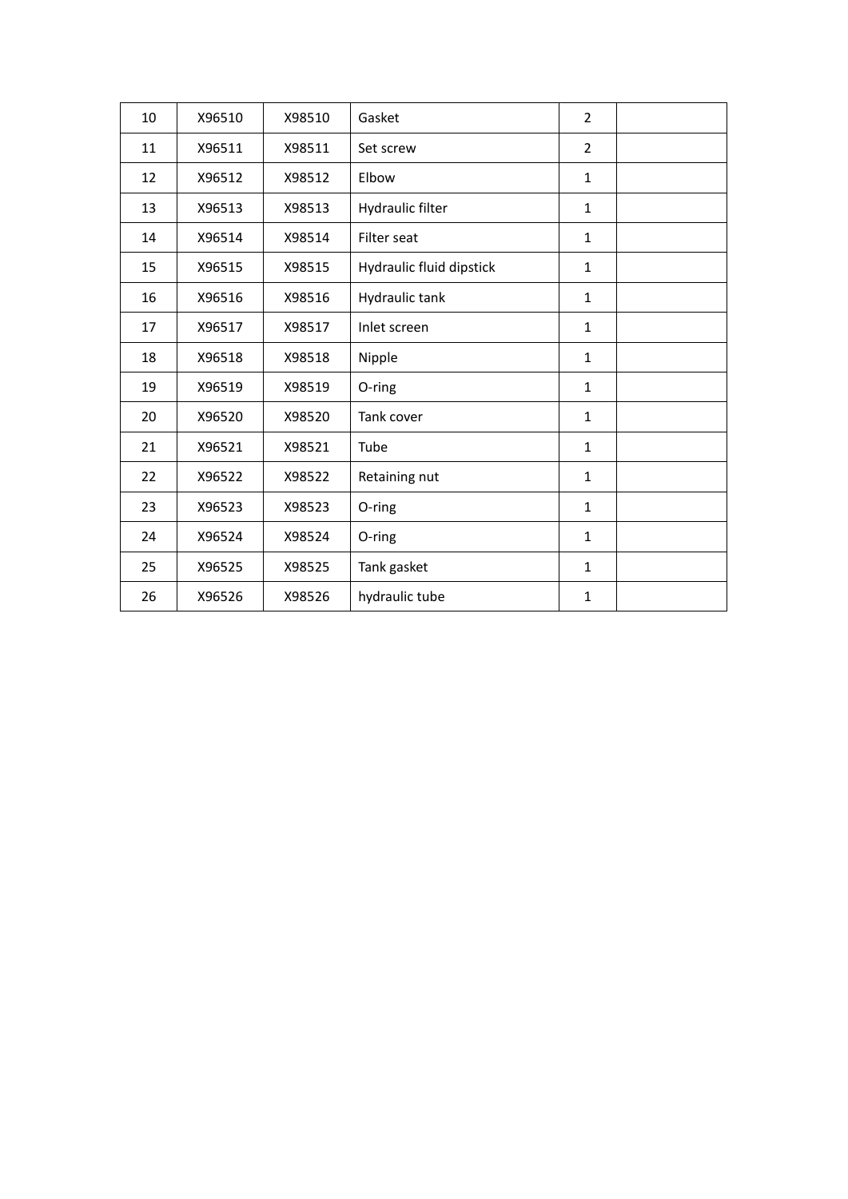| 10 | X96510 | X98510 | Gasket | 2 | |
|---|---|---|---|---|---|
| 11 | X96511 | X98511 | Set screw | 2 | |
| 12 | X96512 | X98512 | Elbow | 1 | |
| 13 | X96513 | X98513 | Hydraulic filter | 1 | |
| 14 | X96514 | X98514 | Filter seat | 1 | |
| 15 | X96515 | X98515 | Hydraulic fluid dipstick | 1 | |
| 16 | X96516 | X98516 | Hydraulic tank | 1 | |
| 17 | X96517 | X98517 | Inlet screen | 1 | |
| 18 | X96518 | X98518 | Nipple | 1 | |
| 19 | X96519 | X98519 | O-ring | 1 | |
| 20 | X96520 | X98520 | Tank cover | 1 | |
| 21 | X96521 | X98521 | Tube | 1 | |
| 22 | X96522 | X98522 | Retaining nut | 1 | |
| 23 | X96523 | X98523 | O-ring | 1 | |
| 24 | X96524 | X98524 | O-ring | 1 | |
| 25 | X96525 | X98525 | Tank gasket | 1 | |
| 26 | X96526 | X98526 | hydraulic tube | 1 | |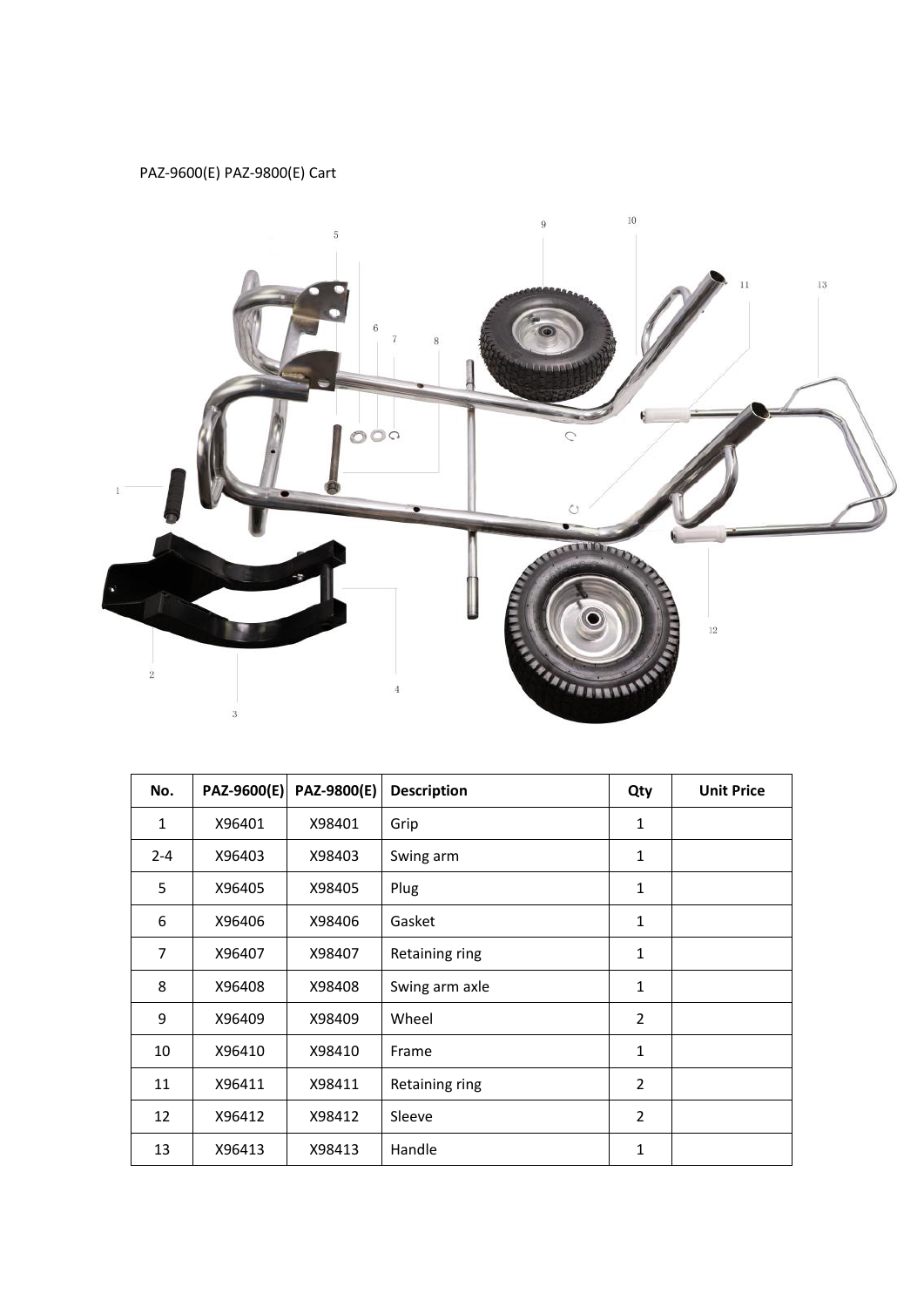PAZ-9600(E) PAZ-9800(E) Cart

| No. | PAZ-9600(E) | PAZ-9800(E) | Description | Qty | Unit Price |
| --- | --- | --- | --- | --- | --- |
| 1 | X96401 | X98401 | Grip | 1 | |
| 2-4 | X96403 | X98403 | Swing arm | 1 | |
| 5 | X96405 | X98405 | Plug | 1 | |
| 6 | X96406 | X98406 | Gasket | 1 | |
| 7 | X96407 | X98407 | Retaining ring | 1 | |
| 8 | X96408 | X98408 | Swing arm axle | 1 | |
| 9 | X96409 | X98409 | Wheel | 2 | |
| 10 | X96410 | X98410 | Frame | 1 | |
| 11 | X96411 | X98411 | Retaining ring | 2 | |
| 12 | X96412 | X98412 | Sleeve | 2 | |
| 13 | X96413 | X98413 | Handle | 1 | |